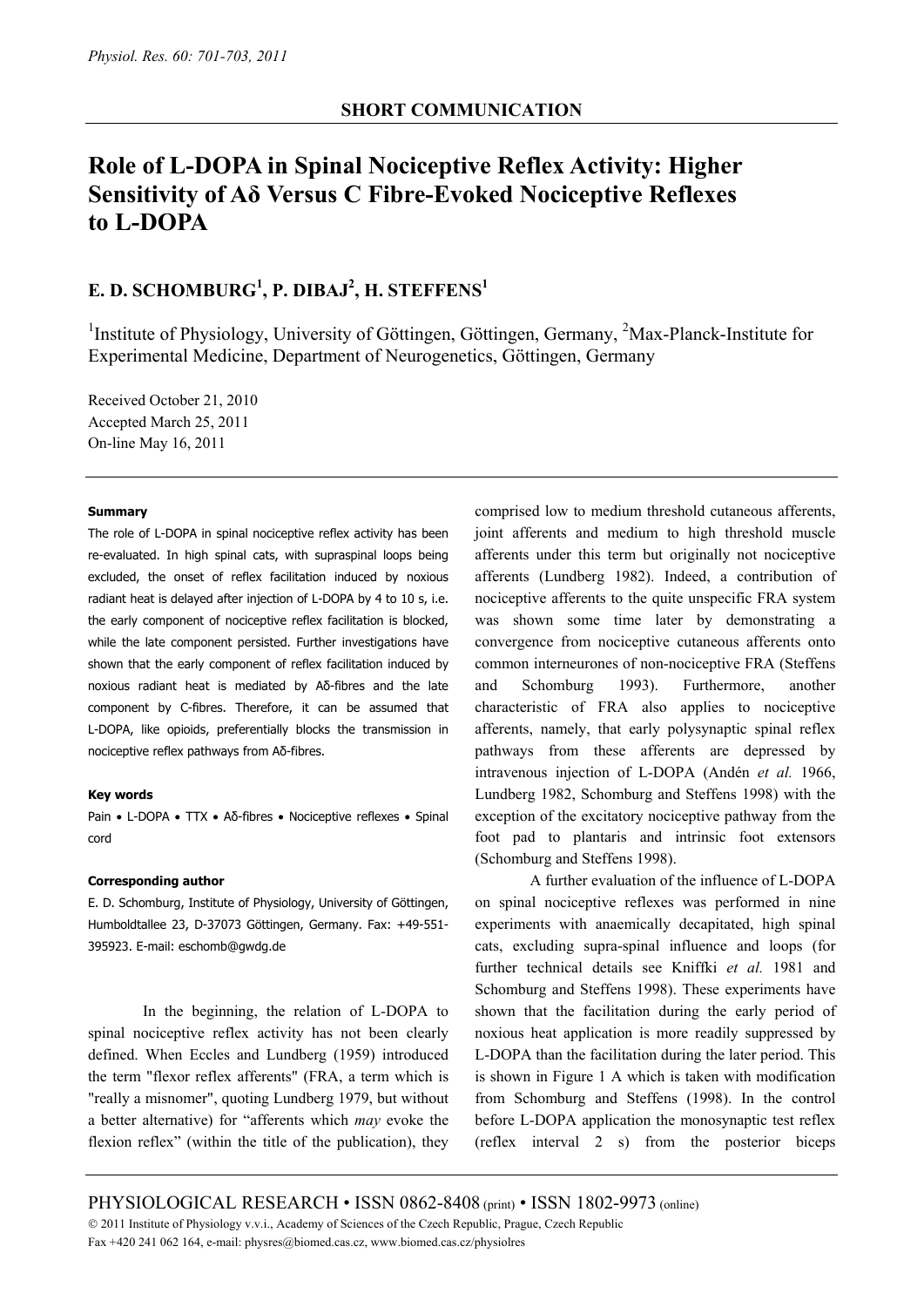SHORT COMMUNICATION

# Role of L-DOPA in Spinal Nociceptive Reflex Activity: Higher Sensitivity of Aδ Versus C Fibre-Evoked Nociceptive Reflexes to L-DOPA

## E. D. SCHOMBURG[1], P. DIBAJ[2], H. STEFFENS[1]

[1]Institute of Physiology, University of Göttingen, Göttingen, Germany, [2]Max-Planck-Institute for Experimental Medicine, Department of Neurogenetics, Göttingen, Germany

Received October 21, 2010
Accepted March 25, 2011
On-line May 16, 2011

#### Summary

The role of L-DOPA in spinal nociceptive reflex activity has been re-evaluated. In high spinal cats, with supraspinal loops being excluded, the onset of reflex facilitation induced by noxious radiant heat is delayed after injection of L-DOPA by 4 to 10 s, i.e. the early component of nociceptive reflex facilitation is blocked, while the late component persisted. Further investigations have shown that the early component of reflex facilitation induced by noxious radiant heat is mediated by Aδ-fibres and the late component by C-fibres. Therefore, it can be assumed that L-DOPA, like opioids, preferentially blocks the transmission in nociceptive reflex pathways from Aδ-fibres.

#### Key words

Pain • L-DOPA • TTX • Aδ-fibres • Nociceptive reflexes • Spinal cord

#### Corresponding author

E. D. Schomburg, Institute of Physiology, University of Göttingen, Humboldtallee 23, D-37073 Göttingen, Germany. Fax: +49-551-395923. E-mail: eschomb@gwdg.de

In the beginning, the relation of L-DOPA to spinal nociceptive reflex activity has not been clearly defined. When Eccles and Lundberg (1959) introduced the term "flexor reflex afferents" (FRA, a term which is "really a misnomer", quoting Lundberg 1979, but without a better alternative) for "afferents which *may* evoke the flexion reflex" (within the title of the publication), they comprised low to medium threshold cutaneous afferents, joint afferents and medium to high threshold muscle afferents under this term but originally not nociceptive afferents (Lundberg 1982). Indeed, a contribution of nociceptive afferents to the quite unspecific FRA system was shown some time later by demonstrating a convergence from nociceptive cutaneous afferents onto common interneurones of non-nociceptive FRA (Steffens and Schomburg 1993). Furthermore, another characteristic of FRA also applies to nociceptive afferents, namely, that early polysynaptic spinal reflex pathways from these afferents are depressed by intravenous injection of L-DOPA (Andén *et al.* 1966, Lundberg 1982, Schomburg and Steffens 1998) with the exception of the excitatory nociceptive pathway from the foot pad to plantaris and intrinsic foot extensors (Schomburg and Steffens 1998).

A further evaluation of the influence of L-DOPA on spinal nociceptive reflexes was performed in nine experiments with anaemically decapitated, high spinal cats, excluding supra-spinal influence and loops (for further technical details see Kniffki *et al.* 1981 and Schomburg and Steffens 1998). These experiments have shown that the facilitation during the early period of noxious heat application is more readily suppressed by L-DOPA than the facilitation during the later period. This is shown in Figure 1 A which is taken with modification from Schomburg and Steffens (1998). In the control before L-DOPA application the monosynaptic test reflex (reflex interval 2 s) from the posterior biceps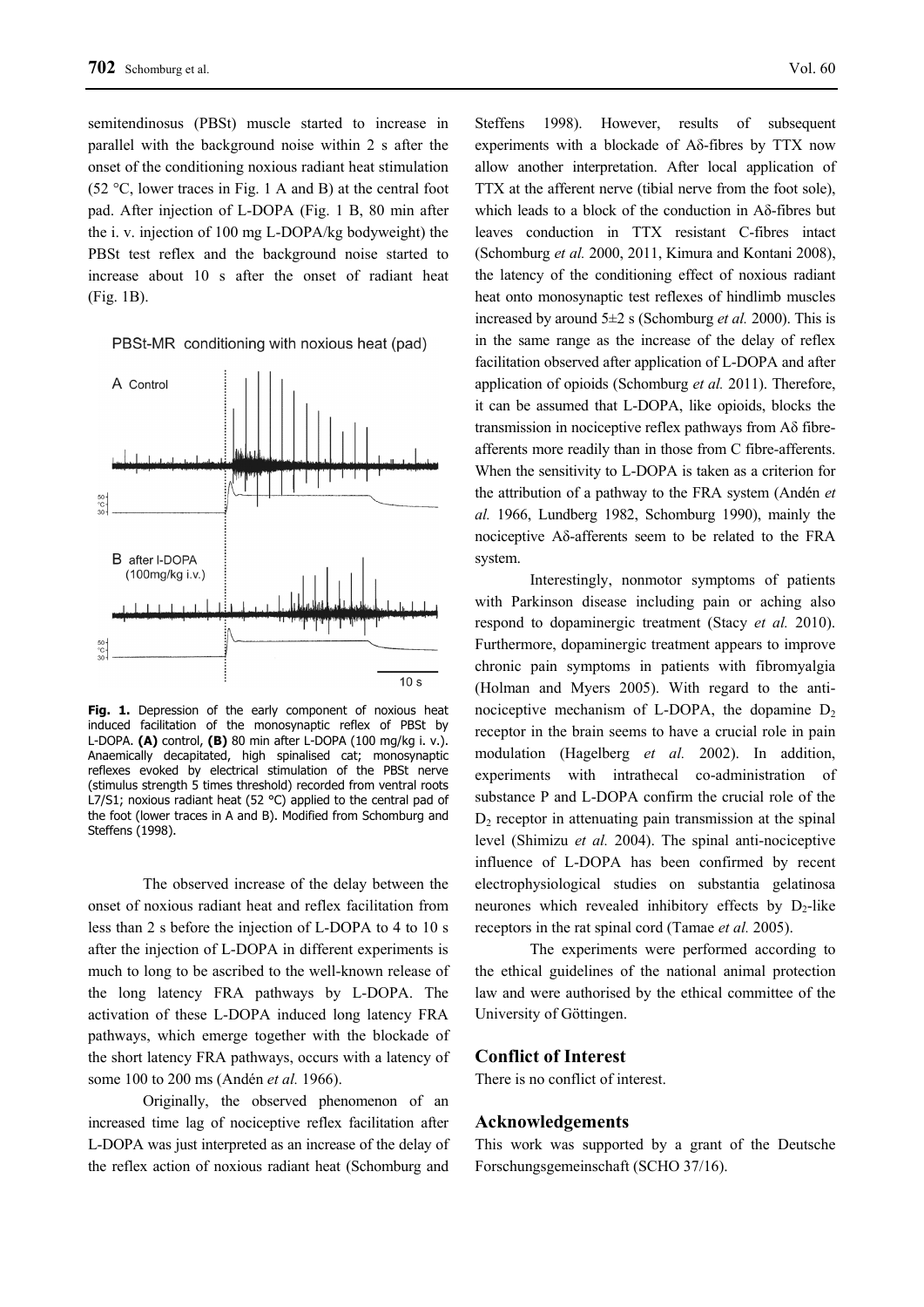semitendinosus (PBSt) muscle started to increase in parallel with the background noise within 2 s after the onset of the conditioning noxious radiant heat stimulation (52 °C, lower traces in Fig. 1 A and B) at the central foot pad. After injection of L-DOPA (Fig. 1 B, 80 min after the i. v. injection of 100 mg L-DOPA/kg bodyweight) the PBSt test reflex and the background noise started to increase about 10 s after the onset of radiant heat (Fig. 1B).

**Fig. 1.** Depression of the early component of noxious heat induced facilitation of the monosynaptic reflex of PBSt by L-DOPA. **(A)** control, **(B)** 80 min after L-DOPA (100 mg/kg i. v.). Anaemically decapitated, high spinalised cat; monosynaptic reflexes evoked by electrical stimulation of the PBSt nerve (stimulus strength 5 times threshold) recorded from ventral roots L7/S1; noxious radiant heat (52 °C) applied to the central pad of the foot (lower traces in A and B). Modified from Schomburg and Steffens (1998).

The observed increase of the delay between the onset of noxious radiant heat and reflex facilitation from less than 2 s before the injection of L-DOPA to 4 to 10 s after the injection of L-DOPA in different experiments is much to long to be ascribed to the well-known release of the long latency FRA pathways by L-DOPA. The activation of these L-DOPA induced long latency FRA pathways, which emerge together with the blockade of the short latency FRA pathways, occurs with a latency of some 100 to 200 ms (Andén *et al.* 1966).

Originally, the observed phenomenon of an increased time lag of nociceptive reflex facilitation after L-DOPA was just interpreted as an increase of the delay of the reflex action of noxious radiant heat (Schomburg and Steffens 1998). However, results of subsequent experiments with a blockade of Aδ-fibres by TTX now allow another interpretation. After local application of TTX at the afferent nerve (tibial nerve from the foot sole), which leads to a block of the conduction in Aδ-fibres but leaves conduction in TTX resistant C-fibres intact (Schomburg *et al.* 2000, 2011, Kimura and Kontani 2008), the latency of the conditioning effect of noxious radiant heat onto monosynaptic test reflexes of hindlimb muscles increased by around 5±2 s (Schomburg *et al.* 2000). This is in the same range as the increase of the delay of reflex facilitation observed after application of L-DOPA and after application of opioids (Schomburg *et al.* 2011). Therefore, it can be assumed that L-DOPA, like opioids, blocks the transmission in nociceptive reflex pathways from Aδ fibre-afferents more readily than in those from C fibre-afferents. When the sensitivity to L-DOPA is taken as a criterion for the attribution of a pathway to the FRA system (Andén *et al.* 1966, Lundberg 1982, Schomburg 1990), mainly the nociceptive Aδ-afferents seem to be related to the FRA system.

Interestingly, nonmotor symptoms of patients with Parkinson disease including pain or aching also respond to dopaminergic treatment (Stacy *et al.* 2010). Furthermore, dopaminergic treatment appears to improve chronic pain symptoms in patients with fibromyalgia (Holman and Myers 2005). With regard to the anti-nociceptive mechanism of L-DOPA, the dopamine $D_2$ receptor in the brain seems to have a crucial role in pain modulation (Hagelberg *et al.* 2002). In addition, experiments with intrathecal co-administration of substance P and L-DOPA confirm the crucial role of the $D_2$ receptor in attenuating pain transmission at the spinal level (Shimizu *et al.* 2004). The spinal anti-nociceptive influence of L-DOPA has been confirmed by recent electrophysiological studies on substantia gelatinosa neurones which revealed inhibitory effects by $D_2$-like receptors in the rat spinal cord (Tamae *et al.* 2005).

The experiments were performed according to the ethical guidelines of the national animal protection law and were authorised by the ethical committee of the University of Göttingen.

## Conflict of Interest

There is no conflict of interest.

## Acknowledgements

This work was supported by a grant of the Deutsche Forschungsgemeinschaft (SCHO 37/16).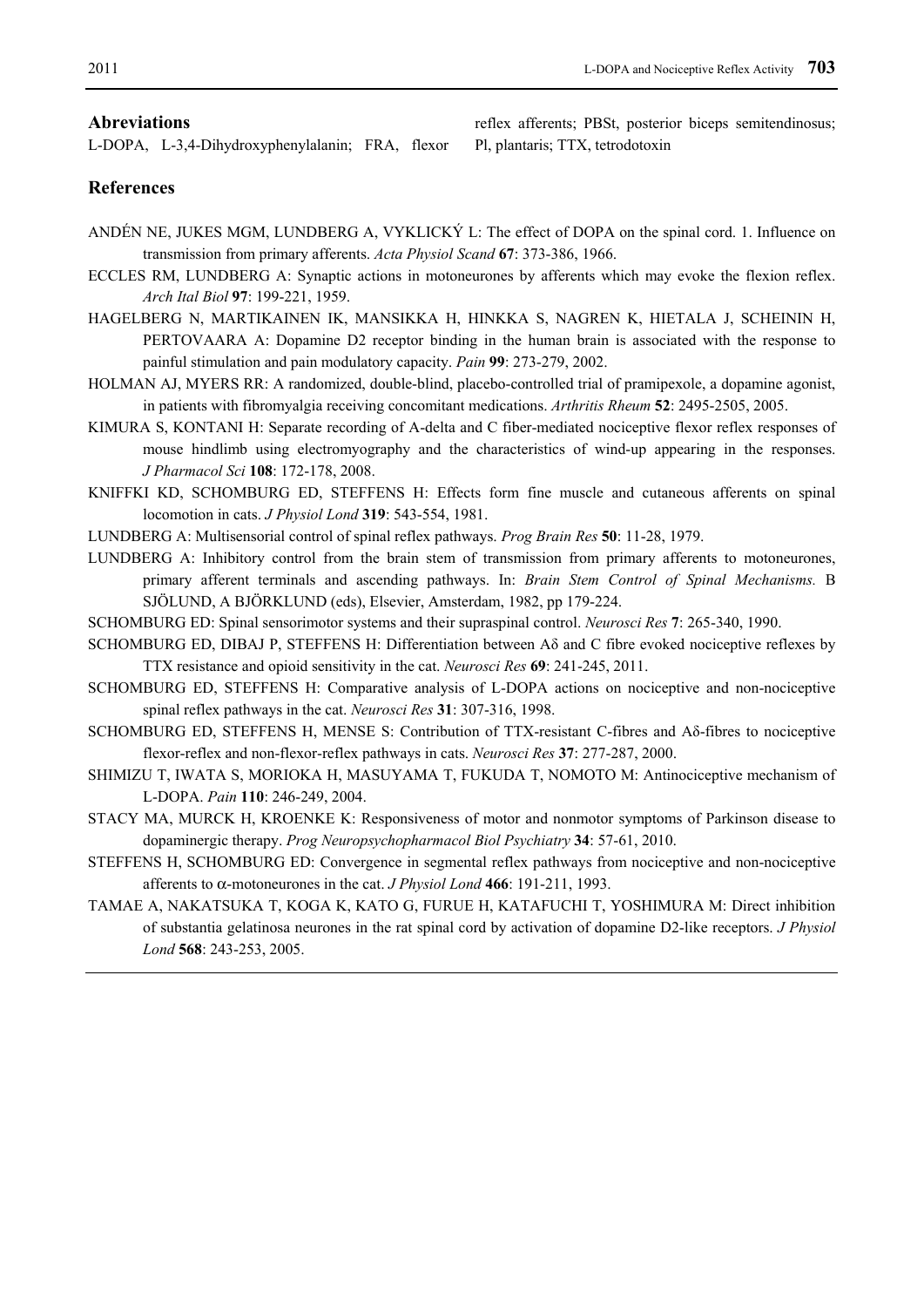## Abreviations

L-DOPA, L-3,4-Dihydroxyphenylalanin; FRA, flexor reflex afferents; PBSt, posterior biceps semitendinosus; Pl, plantaris; TTX, tetrodotoxin

## References

ANDÉN NE, JUKES MGM, LUNDBERG A, VYKLICKÝ L: The effect of DOPA on the spinal cord. 1. Influence on transmission from primary afferents. *Acta Physiol Scand* **67**: 373-386, 1966.

ECCLES RM, LUNDBERG A: Synaptic actions in motoneurones by afferents which may evoke the flexion reflex. *Arch Ital Biol* **97**: 199-221, 1959.

HAGELBERG N, MARTIKAINEN IK, MANSIKKA H, HINKKA S, NAGREN K, HIETALA J, SCHEININ H, PERTOVAARA A: Dopamine D2 receptor binding in the human brain is associated with the response to painful stimulation and pain modulatory capacity. *Pain* **99**: 273-279, 2002.

HOLMAN AJ, MYERS RR: A randomized, double-blind, placebo-controlled trial of pramipexole, a dopamine agonist, in patients with fibromyalgia receiving concomitant medications. *Arthritis Rheum* **52**: 2495-2505, 2005.

KIMURA S, KONTANI H: Separate recording of A-delta and C fiber-mediated nociceptive flexor reflex responses of mouse hindlimb using electromyography and the characteristics of wind-up appearing in the responses. *J Pharmacol Sci* **108**: 172-178, 2008.

KNIFFKI KD, SCHOMBURG ED, STEFFENS H: Effects form fine muscle and cutaneous afferents on spinal locomotion in cats. *J Physiol Lond* **319**: 543-554, 1981.

LUNDBERG A: Multisensorial control of spinal reflex pathways. *Prog Brain Res* **50**: 11-28, 1979.

LUNDBERG A: Inhibitory control from the brain stem of transmission from primary afferents to motoneurones, primary afferent terminals and ascending pathways. In: *Brain Stem Control of Spinal Mechanisms.* B SJÖLUND, A BJÖRKLUND (eds), Elsevier, Amsterdam, 1982, pp 179-224.

SCHOMBURG ED: Spinal sensorimotor systems and their supraspinal control. *Neurosci Res* **7**: 265-340, 1990.

SCHOMBURG ED, DIBAJ P, STEFFENS H: Differentiation between Aδ and C fibre evoked nociceptive reflexes by TTX resistance and opioid sensitivity in the cat. *Neurosci Res* **69**: 241-245, 2011.

SCHOMBURG ED, STEFFENS H: Comparative analysis of L-DOPA actions on nociceptive and non-nociceptive spinal reflex pathways in the cat. *Neurosci Res* **31**: 307-316, 1998.

SCHOMBURG ED, STEFFENS H, MENSE S: Contribution of TTX-resistant C-fibres and Aδ-fibres to nociceptive flexor-reflex and non-flexor-reflex pathways in cats. *Neurosci Res* **37**: 277-287, 2000.

SHIMIZU T, IWATA S, MORIOKA H, MASUYAMA T, FUKUDA T, NOMOTO M: Antinociceptive mechanism of L-DOPA. *Pain* **110**: 246-249, 2004.

STACY MA, MURCK H, KROENKE K: Responsiveness of motor and nonmotor symptoms of Parkinson disease to dopaminergic therapy. *Prog Neuropsychopharmacol Biol Psychiatry* **34**: 57-61, 2010.

STEFFENS H, SCHOMBURG ED: Convergence in segmental reflex pathways from nociceptive and non-nociceptive afferents to α-motoneurones in the cat. *J Physiol Lond* **466**: 191-211, 1993.

TAMAE A, NAKATSUKA T, KOGA K, KATO G, FURUE H, KATAFUCHI T, YOSHIMURA M: Direct inhibition of substantia gelatinosa neurones in the rat spinal cord by activation of dopamine D2-like receptors. *J Physiol Lond* **568**: 243-253, 2005.